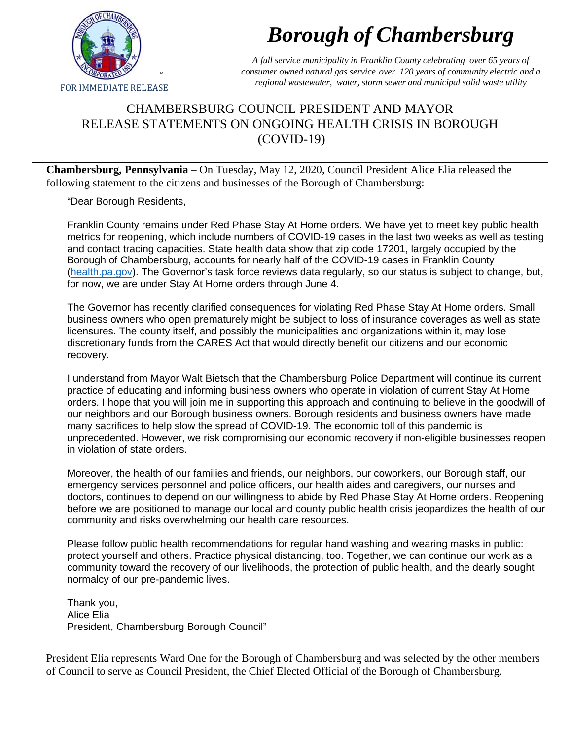# *Borough of Chambersburg*

*A full service municipality in Franklin County celebrating over 65 years of consumer owned natural gas service over 120 years of community electric and a regional wastewater, water, storm sewer and municipal solid waste utility*

FOR IMMEDIATE RELEASE

## CHAMBERSBURG COUNCIL PRESIDENT AND MAYOR RELEASE STATEMENTS ON ONGOING HEALTH CRISIS IN BOROUGH (COVID-19)

**Chambersburg, Pennsylvania** – On Tuesday, May 12, 2020, Council President Alice Elia released the following statement to the citizens and businesses of the Borough of Chambersburg:

"Dear Borough Residents,

Franklin County remains under Red Phase Stay At Home orders. We have yet to meet key public health metrics for reopening, which include numbers of COVID-19 cases in the last two weeks as well as testing and contact tracing capacities. State health data show that zip code 17201, largely occupied by the Borough of Chambersburg, accounts for nearly half of the COVID-19 cases in Franklin County (health.pa.gov). The Governor's task force reviews data regularly, so our status is subject to change, but, for now, we are under Stay At Home orders through June 4.

The Governor has recently clarified consequences for violating Red Phase Stay At Home orders. Small business owners who open prematurely might be subject to loss of insurance coverages as well as state licensures. The county itself, and possibly the municipalities and organizations within it, may lose discretionary funds from the CARES Act that would directly benefit our citizens and our economic recovery.

I understand from Mayor Walt Bietsch that the Chambersburg Police Department will continue its current practice of educating and informing business owners who operate in violation of current Stay At Home orders. I hope that you will join me in supporting this approach and continuing to believe in the goodwill of our neighbors and our Borough business owners. Borough residents and business owners have made many sacrifices to help slow the spread of COVID-19. The economic toll of this pandemic is unprecedented. However, we risk compromising our economic recovery if non-eligible businesses reopen in violation of state orders.

Moreover, the health of our families and friends, our neighbors, our coworkers, our Borough staff, our emergency services personnel and police officers, our health aides and caregivers, our nurses and doctors, continues to depend on our willingness to abide by Red Phase Stay At Home orders. Reopening before we are positioned to manage our local and county public health crisis jeopardizes the health of our community and risks overwhelming our health care resources.

Please follow public health recommendations for regular hand washing and wearing masks in public: protect yourself and others. Practice physical distancing, too. Together, we can continue our work as a community toward the recovery of our livelihoods, the protection of public health, and the dearly sought normalcy of our pre-pandemic lives.

Thank you,
Alice Elia
President, Chambersburg Borough Council"

President Elia represents Ward One for the Borough of Chambersburg and was selected by the other members of Council to serve as Council President, the Chief Elected Official of the Borough of Chambersburg.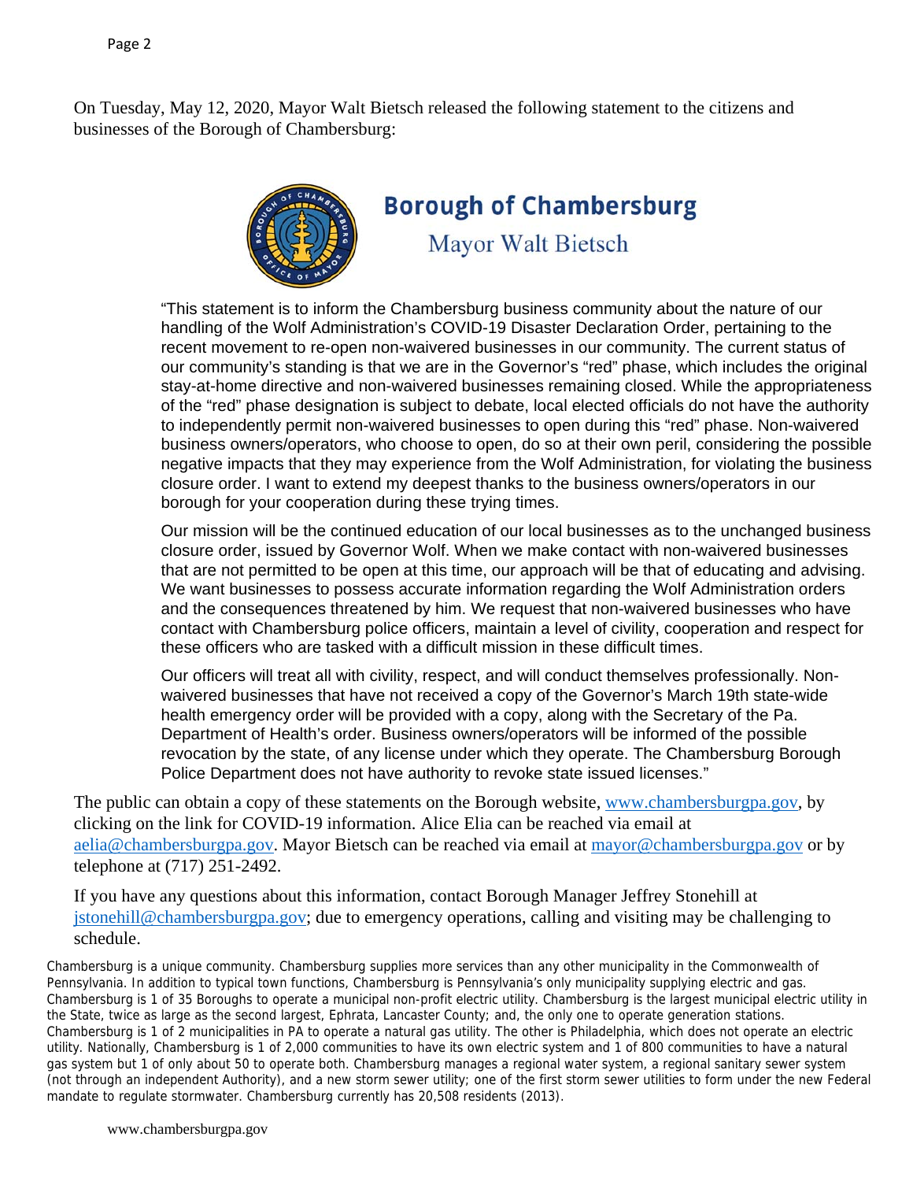On Tuesday, May 12, 2020, Mayor Walt Bietsch released the following statement to the citizens and businesses of the Borough of Chambersburg:

## Borough of Chambersburg

Mayor Walt Bietsch

"This statement is to inform the Chambersburg business community about the nature of our handling of the Wolf Administration's COVID-19 Disaster Declaration Order, pertaining to the recent movement to re-open non-waivered businesses in our community. The current status of our community's standing is that we are in the Governor's "red" phase, which includes the original stay-at-home directive and non-waivered businesses remaining closed. While the appropriateness of the "red" phase designation is subject to debate, local elected officials do not have the authority to independently permit non-waivered businesses to open during this "red" phase. Non-waivered business owners/operators, who choose to open, do so at their own peril, considering the possible negative impacts that they may experience from the Wolf Administration, for violating the business closure order. I want to extend my deepest thanks to the business owners/operators in our borough for your cooperation during these trying times.

Our mission will be the continued education of our local businesses as to the unchanged business closure order, issued by Governor Wolf. When we make contact with non-waivered businesses that are not permitted to be open at this time, our approach will be that of educating and advising. We want businesses to possess accurate information regarding the Wolf Administration orders and the consequences threatened by him. We request that non-waivered businesses who have contact with Chambersburg police officers, maintain a level of civility, cooperation and respect for these officers who are tasked with a difficult mission in these difficult times.

Our officers will treat all with civility, respect, and will conduct themselves professionally. Non-waivered businesses that have not received a copy of the Governor's March 19th state-wide health emergency order will be provided with a copy, along with the Secretary of the Pa. Department of Health's order. Business owners/operators will be informed of the possible revocation by the state, of any license under which they operate. The Chambersburg Borough Police Department does not have authority to revoke state issued licenses."

The public can obtain a copy of these statements on the Borough website, www.chambersburgpa.gov, by clicking on the link for COVID-19 information. Alice Elia can be reached via email at aelia@chambersburgpa.gov. Mayor Bietsch can be reached via email at mayor@chambersburgpa.gov or by telephone at (717) 251-2492.

If you have any questions about this information, contact Borough Manager Jeffrey Stonehill at jstonehill@chambersburgpa.gov; due to emergency operations, calling and visiting may be challenging to schedule.

Chambersburg is a unique community. Chambersburg supplies more services than any other municipality in the Commonwealth of Pennsylvania. In addition to typical town functions, Chambersburg is Pennsylvania's only municipality supplying electric and gas. Chambersburg is 1 of 35 Boroughs to operate a municipal non-profit electric utility. Chambersburg is the largest municipal electric utility in the State, twice as large as the second largest, Ephrata, Lancaster County; and, the only one to operate generation stations. Chambersburg is 1 of 2 municipalities in PA to operate a natural gas utility. The other is Philadelphia, which does not operate an electric utility. Nationally, Chambersburg is 1 of 2,000 communities to have its own electric system and 1 of 800 communities to have a natural gas system but 1 of only about 50 to operate both. Chambersburg manages a regional water system, a regional sanitary sewer system (not through an independent Authority), and a new storm sewer utility; one of the first storm sewer utilities to form under the new Federal mandate to regulate stormwater. Chambersburg currently has 20,508 residents (2013).

www.chambersburgpa.gov